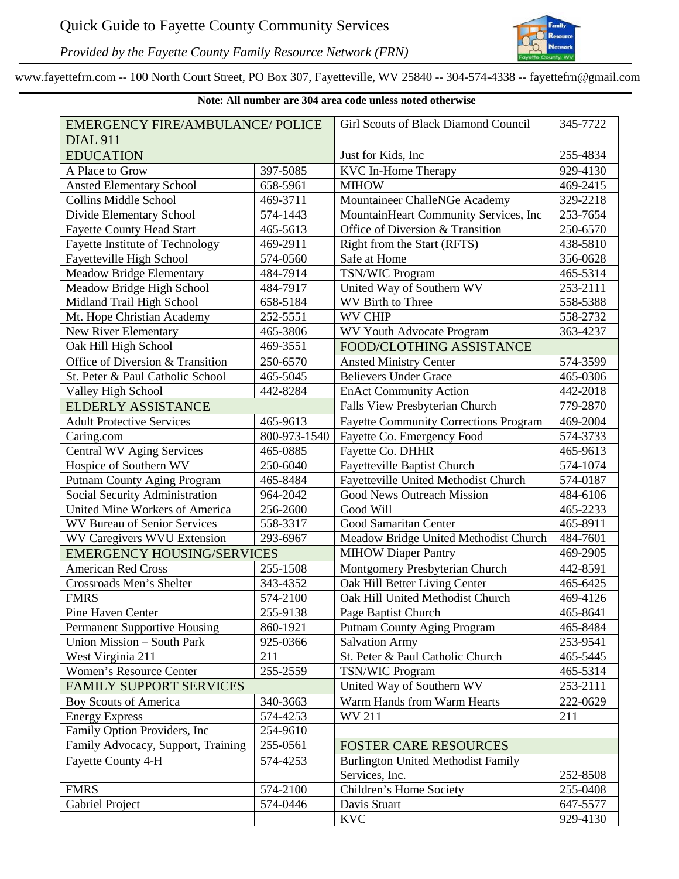# Quick Guide to Fayette County Community Services

*Provided by the Fayette County Family Resource Network (FRN)*

www.fayettefrn.com -- 100 North Court Street, PO Box 307, Fayetteville, WV 25840 -- 304-574-4338 -- fayettefrn@gmail.com

**Note: All number are 304 area code unless noted otherwise**

| | | | |
|---|---|---|---|
| EMERGENCY FIRE/AMBULANCE/ POLICE DIAL 911 | | Girl Scouts of Black Diamond Council | 345-7722 |
| EDUCATION | | Just for Kids, Inc | 255-4834 |
| A Place to Grow | 397-5085 | KVC In-Home Therapy | 929-4130 |
| Ansted Elementary School | 658-5961 | MIHOW | 469-2415 |
| Collins Middle School | 469-3711 | Mountaineer ChalleNGe Academy | 329-2218 |
| Divide Elementary School | 574-1443 | MountainHeart Community Services, Inc | 253-7654 |
| Fayette County Head Start | 465-5613 | Office of Diversion & Transition | 250-6570 |
| Fayette Institute of Technology | 469-2911 | Right from the Start (RFTS) | 438-5810 |
| Fayetteville High School | 574-0560 | Safe at Home | 356-0628 |
| Meadow Bridge Elementary | 484-7914 | TSN/WIC Program | 465-5314 |
| Meadow Bridge High School | 484-7917 | United Way of Southern WV | 253-2111 |
| Midland Trail High School | 658-5184 | WV Birth to Three | 558-5388 |
| Mt. Hope Christian Academy | 252-5551 | WV CHIP | 558-2732 |
| New River Elementary | 465-3806 | WV Youth Advocate Program | 363-4237 |
| Oak Hill High School | 469-3551 | FOOD/CLOTHING ASSISTANCE | |
| Office of Diversion & Transition | 250-6570 | Ansted Ministry Center | 574-3599 |
| St. Peter & Paul Catholic School | 465-5045 | Believers Under Grace | 465-0306 |
| Valley High School | 442-8284 | EnAct Community Action | 442-2018 |
| ELDERLY ASSISTANCE | | Falls View Presbyterian Church | 779-2870 |
| Adult Protective Services | 465-9613 | Fayette Community Corrections Program | 469-2004 |
| Caring.com | 800-973-1540 | Fayette Co. Emergency Food | 574-3733 |
| Central WV Aging Services | 465-0885 | Fayette Co. DHHR | 465-9613 |
| Hospice of Southern WV | 250-6040 | Fayetteville Baptist Church | 574-1074 |
| Putnam County Aging Program | 465-8484 | Fayetteville United Methodist Church | 574-0187 |
| Social Security Administration | 964-2042 | Good News Outreach Mission | 484-6106 |
| United Mine Workers of America | 256-2600 | Good Will | 465-2233 |
| WV Bureau of Senior Services | 558-3317 | Good Samaritan Center | 465-8911 |
| WV Caregivers WVU Extension | 293-6967 | Meadow Bridge United Methodist Church | 484-7601 |
| EMERGENCY HOUSING/SERVICES | | MIHOW Diaper Pantry | 469-2905 |
| American Red Cross | 255-1508 | Montgomery Presbyterian Church | 442-8591 |
| Crossroads Men's Shelter | 343-4352 | Oak Hill Better Living Center | 465-6425 |
| FMRS | 574-2100 | Oak Hill United Methodist Church | 469-4126 |
| Pine Haven Center | 255-9138 | Page Baptist Church | 465-8641 |
| Permanent Supportive Housing | 860-1921 | Putnam County Aging Program | 465-8484 |
| Union Mission – South Park | 925-0366 | Salvation Army | 253-9541 |
| West Virginia 211 | 211 | St. Peter & Paul Catholic Church | 465-5445 |
| Women's Resource Center | 255-2559 | TSN/WIC Program | 465-5314 |
| FAMILY SUPPORT SERVICES | | United Way of Southern WV | 253-2111 |
| Boy Scouts of America | 340-3663 | Warm Hands from Warm Hearts | 222-0629 |
| Energy Express | 574-4253 | WV 211 | 211 |
| Family Option Providers, Inc | 254-9610 | | |
| Family Advocacy, Support, Training | 255-0561 | FOSTER CARE RESOURCES | |
| Fayette County 4-H | 574-4253 | Burlington United Methodist Family Services, Inc. | 252-8508 |
| FMRS | 574-2100 | Children's Home Society | 255-0408 |
| Gabriel Project | 574-0446 | Davis Stuart | 647-5577 |
| | | KVC | 929-4130 |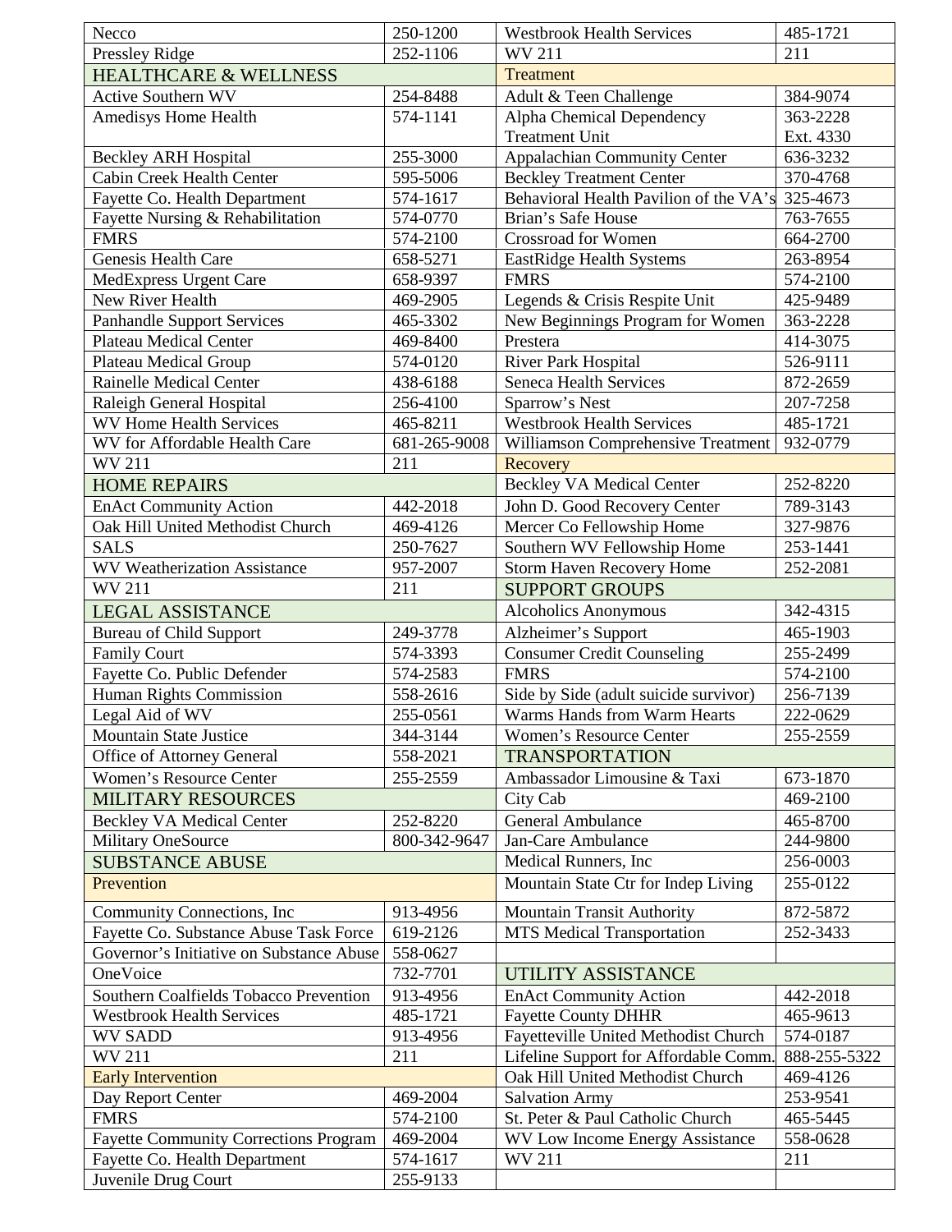| | |
|---|---|
| Necco | 250-1200 |
| Pressley Ridge | 252-1106 |
| **HEALTHCARE & WELLNESS** | |
| Active Southern WV | 254-8488 |
| Amedisys Home Health | 574-1141 |
| Beckley ARH Hospital | 255-3000 |
| Cabin Creek Health Center | 595-5006 |
| Fayette Co. Health Department | 574-1617 |
| Fayette Nursing & Rehabilitation | 574-0770 |
| FMRS | 574-2100 |
| Genesis Health Care | 658-5271 |
| MedExpress Urgent Care | 658-9397 |
| New River Health | 469-2905 |
| Panhandle Support Services | 465-3302 |
| Plateau Medical Center | 469-8400 |
| Plateau Medical Group | 574-0120 |
| Rainelle Medical Center | 438-6188 |
| Raleigh General Hospital | 256-4100 |
| WV Home Health Services | 465-8211 |
| WV for Affordable Health Care | 681-265-9008 |
| WV 211 | 211 |
| **HOME REPAIRS** | |
| EnAct Community Action | 442-2018 |
| Oak Hill United Methodist Church | 469-4126 |
| SALS | 250-7627 |
| WV Weatherization Assistance | 957-2007 |
| WV 211 | 211 |
| **LEGAL ASSISTANCE** | |
| Bureau of Child Support | 249-3778 |
| Family Court | 574-3393 |
| Fayette Co. Public Defender | 574-2583 |
| Human Rights Commission | 558-2616 |
| Legal Aid of WV | 255-0561 |
| Mountain State Justice | 344-3144 |
| Office of Attorney General | 558-2021 |
| Women's Resource Center | 255-2559 |
| **MILITARY RESOURCES** | |
| Beckley VA Medical Center | 252-8220 |
| Military OneSource | 800-342-9647 |
| **SUBSTANCE ABUSE** | |
| *Prevention* | |
| Community Connections, Inc | 913-4956 |
| Fayette Co. Substance Abuse Task Force | 619-2126 |
| Governor's Initiative on Substance Abuse | 558-0627 |
| OneVoice | 732-7701 |
| Southern Coalfields Tobacco Prevention | 913-4956 |
| Westbrook Health Services | 485-1721 |
| WV SADD | 913-4956 |
| WV 211 | 211 |
| *Early Intervention* | |
| Day Report Center | 469-2004 |
| FMRS | 574-2100 |
| Fayette Community Corrections Program | 469-2004 |
| Fayette Co. Health Department | 574-1617 |
| Juvenile Drug Court | 255-9133 |
| Westbrook Health Services | 485-1721 |
| WV 211 | 211 |
| *Treatment* | |
| Adult & Teen Challenge | 384-9074 |
| Alpha Chemical Dependency Treatment Unit | 363-2228 Ext. 4330 |
| Appalachian Community Center | 636-3232 |
| Beckley Treatment Center | 370-4768 |
| Behavioral Health Pavilion of the VA's | 325-4673 |
| Brian's Safe House | 763-7655 |
| Crossroad for Women | 664-2700 |
| EastRidge Health Systems | 263-8954 |
| FMRS | 574-2100 |
| Legends & Crisis Respite Unit | 425-9489 |
| New Beginnings Program for Women | 363-2228 |
| Prestera | 414-3075 |
| River Park Hospital | 526-9111 |
| Seneca Health Services | 872-2659 |
| Sparrow's Nest | 207-7258 |
| Westbrook Health Services | 485-1721 |
| Williamson Comprehensive Treatment | 932-0779 |
| *Recovery* | |
| Beckley VA Medical Center | 252-8220 |
| John D. Good Recovery Center | 789-3143 |
| Mercer Co Fellowship Home | 327-9876 |
| Southern WV Fellowship Home | 253-1441 |
| Storm Haven Recovery Home | 252-2081 |
| **SUPPORT GROUPS** | |
| Alcoholics Anonymous | 342-4315 |
| Alzheimer's Support | 465-1903 |
| Consumer Credit Counseling | 255-2499 |
| FMRS | 574-2100 |
| Side by Side (adult suicide survivor) | 256-7139 |
| Warms Hands from Warm Hearts | 222-0629 |
| Women's Resource Center | 255-2559 |
| **TRANSPORTATION** | |
| Ambassador Limousine & Taxi | 673-1870 |
| City Cab | 469-2100 |
| General Ambulance | 465-8700 |
| Jan-Care Ambulance | 244-9800 |
| Medical Runners, Inc | 256-0003 |
| Mountain State Ctr for Indep Living | 255-0122 |
| Mountain Transit Authority | 872-5872 |
| MTS Medical Transportation | 252-3433 |
| **UTILITY ASSISTANCE** | |
| EnAct Community Action | 442-2018 |
| Fayette County DHHR | 465-9613 |
| Fayetteville United Methodist Church | 574-0187 |
| Lifeline Support for Affordable Comm. | 888-255-5322 |
| Oak Hill United Methodist Church | 469-4126 |
| Salvation Army | 253-9541 |
| St. Peter & Paul Catholic Church | 465-5445 |
| WV Low Income Energy Assistance | 558-0628 |
| WV 211 | 211 |